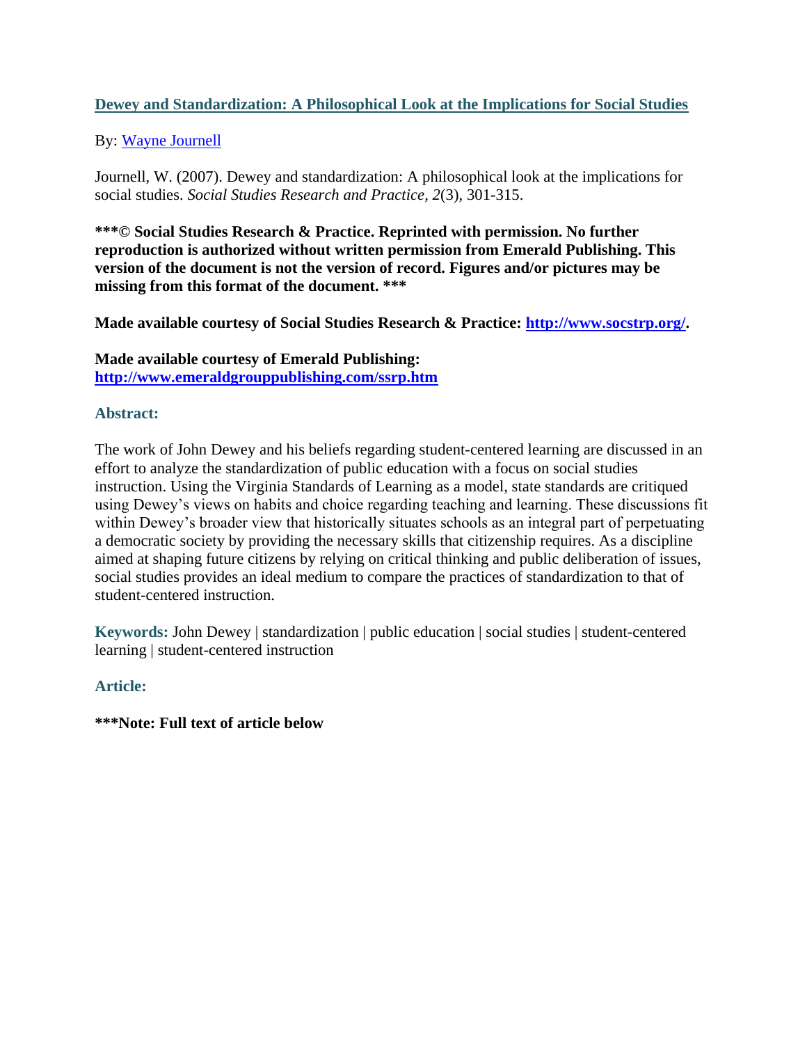# Dewey and Standardization: A Philosophical Look at the Implications for Social Studies

By: Wayne Journell

Journell, W. (2007). Dewey and standardization: A philosophical look at the implications for social studies. *Social Studies Research and Practice, 2*(3), 301-315.

**\*\*\*© Social Studies Research & Practice. Reprinted with permission. No further reproduction is authorized without written permission from Emerald Publishing. This version of the document is not the version of record. Figures and/or pictures may be missing from this format of the document. \*\*\***

**Made available courtesy of Social Studies Research & Practice: http://www.socstrp.org/.**

**Made available courtesy of Emerald Publishing: http://www.emeraldgrouppublishing.com/ssrp.htm**

## Abstract:

The work of John Dewey and his beliefs regarding student-centered learning are discussed in an effort to analyze the standardization of public education with a focus on social studies instruction. Using the Virginia Standards of Learning as a model, state standards are critiqued using Dewey's views on habits and choice regarding teaching and learning. These discussions fit within Dewey's broader view that historically situates schools as an integral part of perpetuating a democratic society by providing the necessary skills that citizenship requires. As a discipline aimed at shaping future citizens by relying on critical thinking and public deliberation of issues, social studies provides an ideal medium to compare the practices of standardization to that of student-centered instruction.

**Keywords:** John Dewey | standardization | public education | social studies | student-centered learning | student-centered instruction

## Article:

**\*\*\*Note: Full text of article below**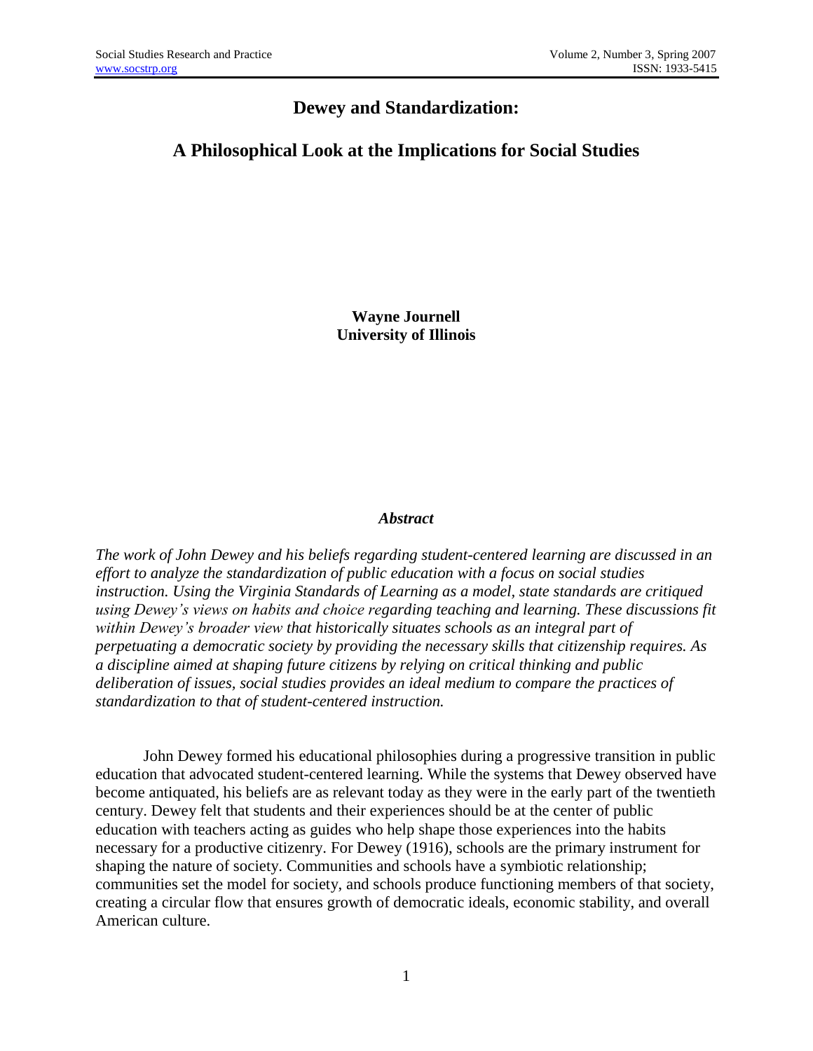# Dewey and Standardization:

## A Philosophical Look at the Implications for Social Studies

**Wayne Journell**
**University of Illinois**

### *Abstract*

*The work of John Dewey and his beliefs regarding student-centered learning are discussed in an effort to analyze the standardization of public education with a focus on social studies instruction. Using the Virginia Standards of Learning as a model, state standards are critiqued using Dewey's views on habits and choice regarding teaching and learning. These discussions fit within Dewey's broader view that historically situates schools as an integral part of perpetuating a democratic society by providing the necessary skills that citizenship requires. As a discipline aimed at shaping future citizens by relying on critical thinking and public deliberation of issues, social studies provides an ideal medium to compare the practices of standardization to that of student-centered instruction.*

John Dewey formed his educational philosophies during a progressive transition in public education that advocated student-centered learning. While the systems that Dewey observed have become antiquated, his beliefs are as relevant today as they were in the early part of the twentieth century. Dewey felt that students and their experiences should be at the center of public education with teachers acting as guides who help shape those experiences into the habits necessary for a productive citizenry. For Dewey (1916), schools are the primary instrument for shaping the nature of society. Communities and schools have a symbiotic relationship; communities set the model for society, and schools produce functioning members of that society, creating a circular flow that ensures growth of democratic ideals, economic stability, and overall American culture.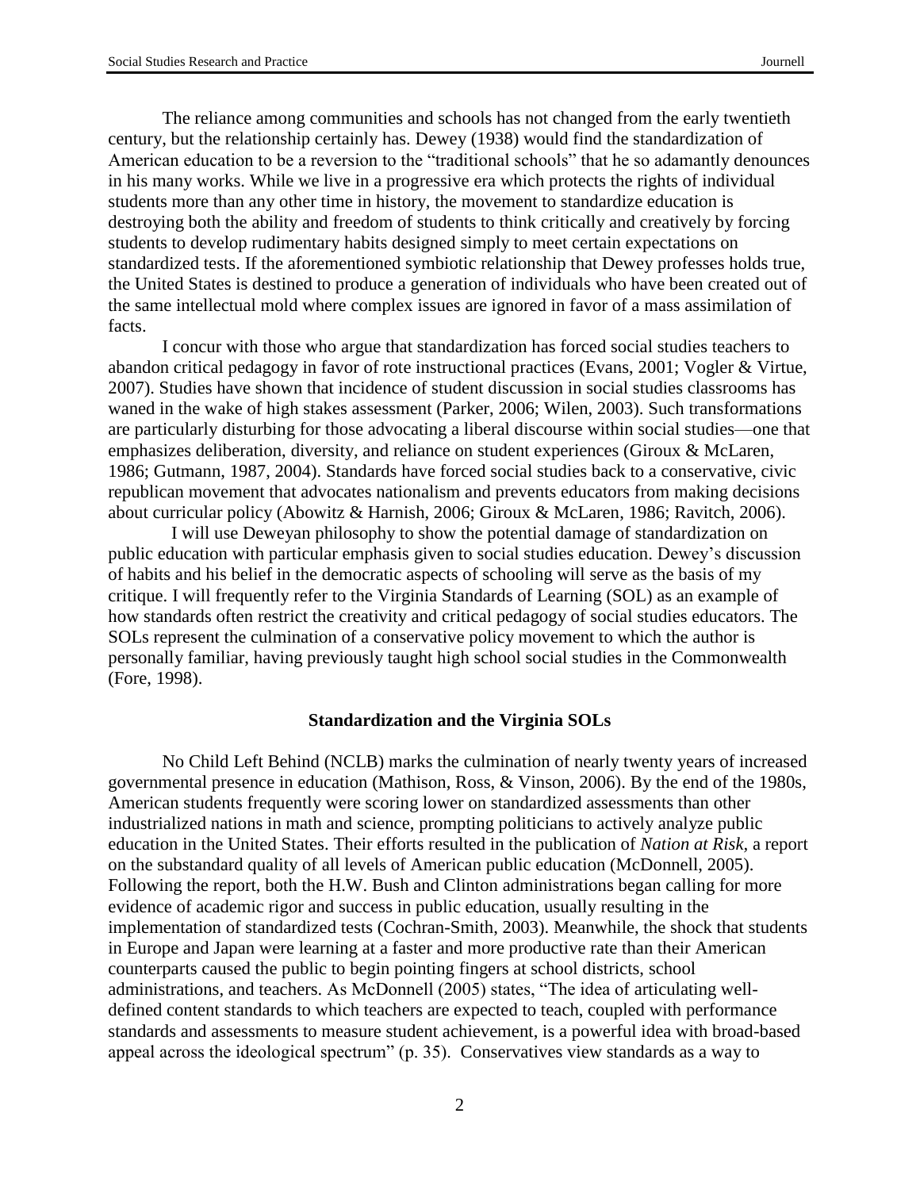The reliance among communities and schools has not changed from the early twentieth century, but the relationship certainly has. Dewey (1938) would find the standardization of American education to be a reversion to the "traditional schools" that he so adamantly denounces in his many works. While we live in a progressive era which protects the rights of individual students more than any other time in history, the movement to standardize education is destroying both the ability and freedom of students to think critically and creatively by forcing students to develop rudimentary habits designed simply to meet certain expectations on standardized tests. If the aforementioned symbiotic relationship that Dewey professes holds true, the United States is destined to produce a generation of individuals who have been created out of the same intellectual mold where complex issues are ignored in favor of a mass assimilation of facts.

I concur with those who argue that standardization has forced social studies teachers to abandon critical pedagogy in favor of rote instructional practices (Evans, 2001; Vogler & Virtue, 2007). Studies have shown that incidence of student discussion in social studies classrooms has waned in the wake of high stakes assessment (Parker, 2006; Wilen, 2003). Such transformations are particularly disturbing for those advocating a liberal discourse within social studies—one that emphasizes deliberation, diversity, and reliance on student experiences (Giroux & McLaren, 1986; Gutmann, 1987, 2004). Standards have forced social studies back to a conservative, civic republican movement that advocates nationalism and prevents educators from making decisions about curricular policy (Abowitz & Harnish, 2006; Giroux & McLaren, 1986; Ravitch, 2006).

I will use Deweyan philosophy to show the potential damage of standardization on public education with particular emphasis given to social studies education. Dewey's discussion of habits and his belief in the democratic aspects of schooling will serve as the basis of my critique. I will frequently refer to the Virginia Standards of Learning (SOL) as an example of how standards often restrict the creativity and critical pedagogy of social studies educators. The SOLs represent the culmination of a conservative policy movement to which the author is personally familiar, having previously taught high school social studies in the Commonwealth (Fore, 1998).

## Standardization and the Virginia SOLs

No Child Left Behind (NCLB) marks the culmination of nearly twenty years of increased governmental presence in education (Mathison, Ross, & Vinson, 2006). By the end of the 1980s, American students frequently were scoring lower on standardized assessments than other industrialized nations in math and science, prompting politicians to actively analyze public education in the United States. Their efforts resulted in the publication of *Nation at Risk*, a report on the substandard quality of all levels of American public education (McDonnell, 2005). Following the report, both the H.W. Bush and Clinton administrations began calling for more evidence of academic rigor and success in public education, usually resulting in the implementation of standardized tests (Cochran-Smith, 2003). Meanwhile, the shock that students in Europe and Japan were learning at a faster and more productive rate than their American counterparts caused the public to begin pointing fingers at school districts, school administrations, and teachers. As McDonnell (2005) states, "The idea of articulating well-defined content standards to which teachers are expected to teach, coupled with performance standards and assessments to measure student achievement, is a powerful idea with broad-based appeal across the ideological spectrum" (p. 35). Conservatives view standards as a way to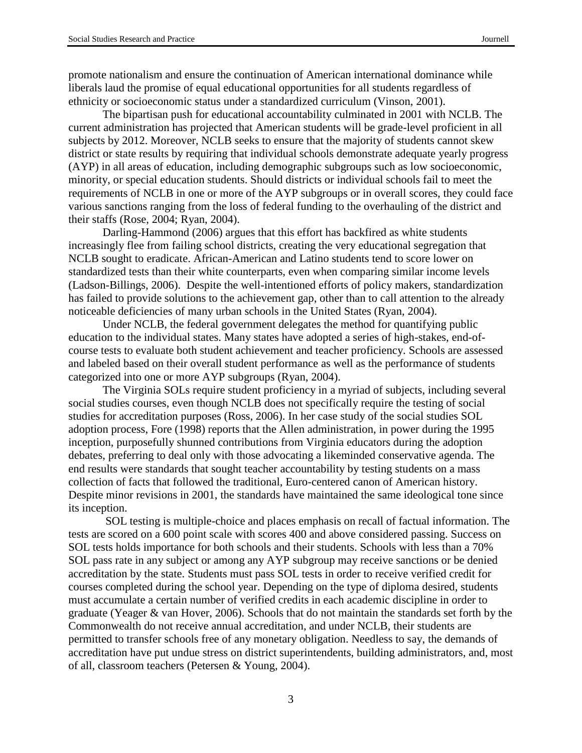promote nationalism and ensure the continuation of American international dominance while liberals laud the promise of equal educational opportunities for all students regardless of ethnicity or socioeconomic status under a standardized curriculum (Vinson, 2001).

The bipartisan push for educational accountability culminated in 2001 with NCLB. The current administration has projected that American students will be grade-level proficient in all subjects by 2012. Moreover, NCLB seeks to ensure that the majority of students cannot skew district or state results by requiring that individual schools demonstrate adequate yearly progress (AYP) in all areas of education, including demographic subgroups such as low socioeconomic, minority, or special education students. Should districts or individual schools fail to meet the requirements of NCLB in one or more of the AYP subgroups or in overall scores, they could face various sanctions ranging from the loss of federal funding to the overhauling of the district and their staffs (Rose, 2004; Ryan, 2004).

Darling-Hammond (2006) argues that this effort has backfired as white students increasingly flee from failing school districts, creating the very educational segregation that NCLB sought to eradicate. African-American and Latino students tend to score lower on standardized tests than their white counterparts, even when comparing similar income levels (Ladson-Billings, 2006). Despite the well-intentioned efforts of policy makers, standardization has failed to provide solutions to the achievement gap, other than to call attention to the already noticeable deficiencies of many urban schools in the United States (Ryan, 2004).

Under NCLB, the federal government delegates the method for quantifying public education to the individual states. Many states have adopted a series of high-stakes, end-of-course tests to evaluate both student achievement and teacher proficiency. Schools are assessed and labeled based on their overall student performance as well as the performance of students categorized into one or more AYP subgroups (Ryan, 2004).

The Virginia SOLs require student proficiency in a myriad of subjects, including several social studies courses, even though NCLB does not specifically require the testing of social studies for accreditation purposes (Ross, 2006). In her case study of the social studies SOL adoption process, Fore (1998) reports that the Allen administration, in power during the 1995 inception, purposefully shunned contributions from Virginia educators during the adoption debates, preferring to deal only with those advocating a likeminded conservative agenda. The end results were standards that sought teacher accountability by testing students on a mass collection of facts that followed the traditional, Euro-centered canon of American history. Despite minor revisions in 2001, the standards have maintained the same ideological tone since its inception.

SOL testing is multiple-choice and places emphasis on recall of factual information. The tests are scored on a 600 point scale with scores 400 and above considered passing. Success on SOL tests holds importance for both schools and their students. Schools with less than a 70% SOL pass rate in any subject or among any AYP subgroup may receive sanctions or be denied accreditation by the state. Students must pass SOL tests in order to receive verified credit for courses completed during the school year. Depending on the type of diploma desired, students must accumulate a certain number of verified credits in each academic discipline in order to graduate (Yeager & van Hover, 2006). Schools that do not maintain the standards set forth by the Commonwealth do not receive annual accreditation, and under NCLB, their students are permitted to transfer schools free of any monetary obligation. Needless to say, the demands of accreditation have put undue stress on district superintendents, building administrators, and, most of all, classroom teachers (Petersen & Young, 2004).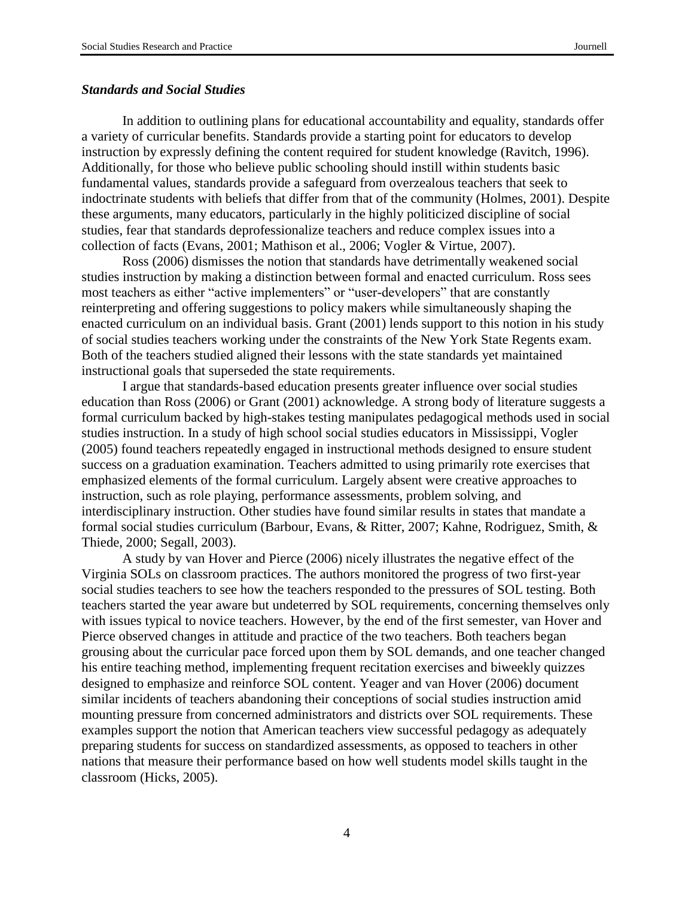### *Standards and Social Studies*

In addition to outlining plans for educational accountability and equality, standards offer a variety of curricular benefits. Standards provide a starting point for educators to develop instruction by expressly defining the content required for student knowledge (Ravitch, 1996). Additionally, for those who believe public schooling should instill within students basic fundamental values, standards provide a safeguard from overzealous teachers that seek to indoctrinate students with beliefs that differ from that of the community (Holmes, 2001). Despite these arguments, many educators, particularly in the highly politicized discipline of social studies, fear that standards deprofessionalize teachers and reduce complex issues into a collection of facts (Evans, 2001; Mathison et al., 2006; Vogler & Virtue, 2007).

Ross (2006) dismisses the notion that standards have detrimentally weakened social studies instruction by making a distinction between formal and enacted curriculum. Ross sees most teachers as either "active implementers" or "user-developers" that are constantly reinterpreting and offering suggestions to policy makers while simultaneously shaping the enacted curriculum on an individual basis. Grant (2001) lends support to this notion in his study of social studies teachers working under the constraints of the New York State Regents exam. Both of the teachers studied aligned their lessons with the state standards yet maintained instructional goals that superseded the state requirements.

I argue that standards-based education presents greater influence over social studies education than Ross (2006) or Grant (2001) acknowledge. A strong body of literature suggests a formal curriculum backed by high-stakes testing manipulates pedagogical methods used in social studies instruction. In a study of high school social studies educators in Mississippi, Vogler (2005) found teachers repeatedly engaged in instructional methods designed to ensure student success on a graduation examination. Teachers admitted to using primarily rote exercises that emphasized elements of the formal curriculum. Largely absent were creative approaches to instruction, such as role playing, performance assessments, problem solving, and interdisciplinary instruction. Other studies have found similar results in states that mandate a formal social studies curriculum (Barbour, Evans, & Ritter, 2007; Kahne, Rodriguez, Smith, & Thiede, 2000; Segall, 2003).

A study by van Hover and Pierce (2006) nicely illustrates the negative effect of the Virginia SOLs on classroom practices. The authors monitored the progress of two first-year social studies teachers to see how the teachers responded to the pressures of SOL testing. Both teachers started the year aware but undeterred by SOL requirements, concerning themselves only with issues typical to novice teachers. However, by the end of the first semester, van Hover and Pierce observed changes in attitude and practice of the two teachers. Both teachers began grousing about the curricular pace forced upon them by SOL demands, and one teacher changed his entire teaching method, implementing frequent recitation exercises and biweekly quizzes designed to emphasize and reinforce SOL content. Yeager and van Hover (2006) document similar incidents of teachers abandoning their conceptions of social studies instruction amid mounting pressure from concerned administrators and districts over SOL requirements. These examples support the notion that American teachers view successful pedagogy as adequately preparing students for success on standardized assessments, as opposed to teachers in other nations that measure their performance based on how well students model skills taught in the classroom (Hicks, 2005).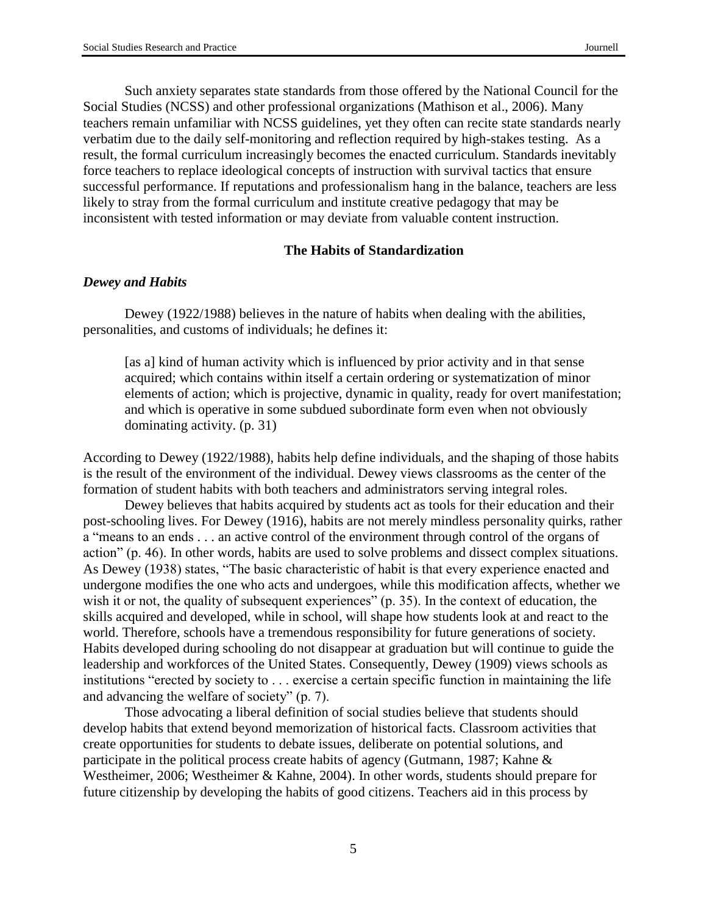Such anxiety separates state standards from those offered by the National Council for the Social Studies (NCSS) and other professional organizations (Mathison et al., 2006). Many teachers remain unfamiliar with NCSS guidelines, yet they often can recite state standards nearly verbatim due to the daily self-monitoring and reflection required by high-stakes testing. As a result, the formal curriculum increasingly becomes the enacted curriculum. Standards inevitably force teachers to replace ideological concepts of instruction with survival tactics that ensure successful performance. If reputations and professionalism hang in the balance, teachers are less likely to stray from the formal curriculum and institute creative pedagogy that may be inconsistent with tested information or may deviate from valuable content instruction.

## The Habits of Standardization

### *Dewey and Habits*

Dewey (1922/1988) believes in the nature of habits when dealing with the abilities, personalities, and customs of individuals; he defines it:

> [as a] kind of human activity which is influenced by prior activity and in that sense acquired; which contains within itself a certain ordering or systematization of minor elements of action; which is projective, dynamic in quality, ready for overt manifestation; and which is operative in some subdued subordinate form even when not obviously dominating activity. (p. 31)

According to Dewey (1922/1988), habits help define individuals, and the shaping of those habits is the result of the environment of the individual. Dewey views classrooms as the center of the formation of student habits with both teachers and administrators serving integral roles.

Dewey believes that habits acquired by students act as tools for their education and their post-schooling lives. For Dewey (1916), habits are not merely mindless personality quirks, rather a "means to an ends . . . an active control of the environment through control of the organs of action" (p. 46). In other words, habits are used to solve problems and dissect complex situations. As Dewey (1938) states, "The basic characteristic of habit is that every experience enacted and undergone modifies the one who acts and undergoes, while this modification affects, whether we wish it or not, the quality of subsequent experiences" (p. 35). In the context of education, the skills acquired and developed, while in school, will shape how students look at and react to the world. Therefore, schools have a tremendous responsibility for future generations of society. Habits developed during schooling do not disappear at graduation but will continue to guide the leadership and workforces of the United States. Consequently, Dewey (1909) views schools as institutions "erected by society to . . . exercise a certain specific function in maintaining the life and advancing the welfare of society" (p. 7).

Those advocating a liberal definition of social studies believe that students should develop habits that extend beyond memorization of historical facts. Classroom activities that create opportunities for students to debate issues, deliberate on potential solutions, and participate in the political process create habits of agency (Gutmann, 1987; Kahne & Westheimer, 2006; Westheimer & Kahne, 2004). In other words, students should prepare for future citizenship by developing the habits of good citizens. Teachers aid in this process by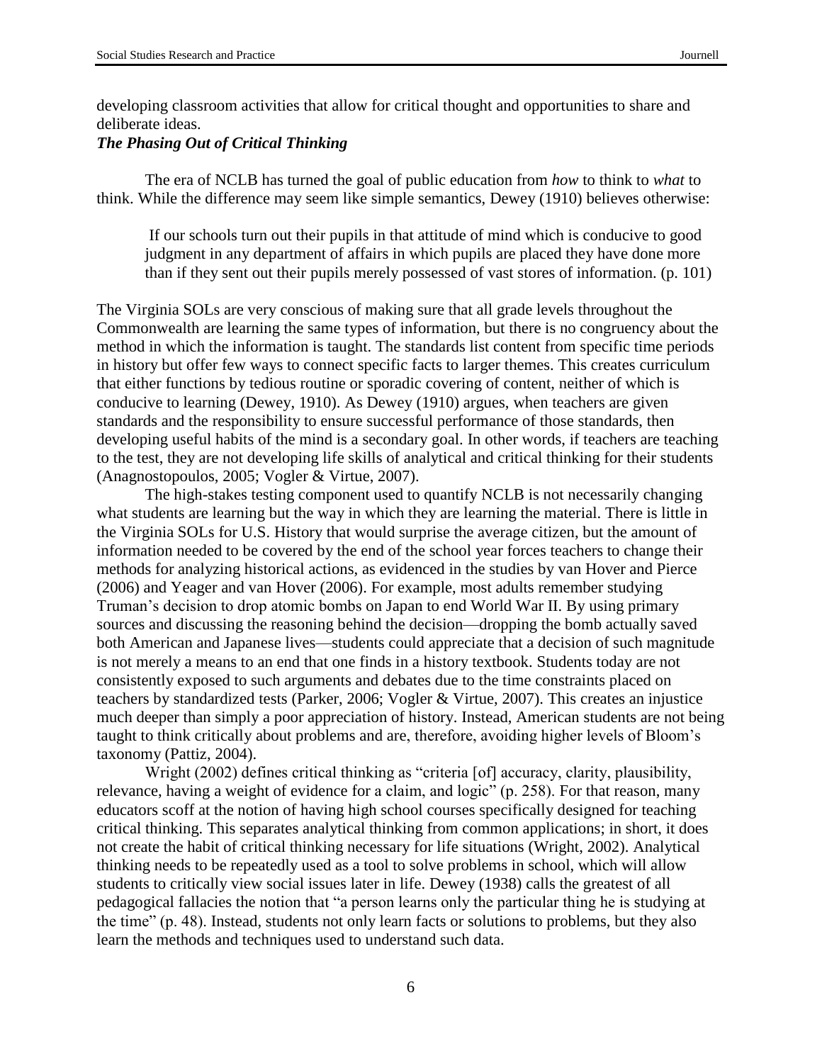developing classroom activities that allow for critical thought and opportunities to share and deliberate ideas.

***The Phasing Out of Critical Thinking***

The era of NCLB has turned the goal of public education from *how* to think to *what* to think. While the difference may seem like simple semantics, Dewey (1910) believes otherwise:

> If our schools turn out their pupils in that attitude of mind which is conducive to good judgment in any department of affairs in which pupils are placed they have done more than if they sent out their pupils merely possessed of vast stores of information. (p. 101)

The Virginia SOLs are very conscious of making sure that all grade levels throughout the Commonwealth are learning the same types of information, but there is no congruency about the method in which the information is taught. The standards list content from specific time periods in history but offer few ways to connect specific facts to larger themes. This creates curriculum that either functions by tedious routine or sporadic covering of content, neither of which is conducive to learning (Dewey, 1910). As Dewey (1910) argues, when teachers are given standards and the responsibility to ensure successful performance of those standards, then developing useful habits of the mind is a secondary goal. In other words, if teachers are teaching to the test, they are not developing life skills of analytical and critical thinking for their students (Anagnostopoulos, 2005; Vogler & Virtue, 2007).

The high-stakes testing component used to quantify NCLB is not necessarily changing what students are learning but the way in which they are learning the material. There is little in the Virginia SOLs for U.S. History that would surprise the average citizen, but the amount of information needed to be covered by the end of the school year forces teachers to change their methods for analyzing historical actions, as evidenced in the studies by van Hover and Pierce (2006) and Yeager and van Hover (2006). For example, most adults remember studying Truman's decision to drop atomic bombs on Japan to end World War II. By using primary sources and discussing the reasoning behind the decision—dropping the bomb actually saved both American and Japanese lives—students could appreciate that a decision of such magnitude is not merely a means to an end that one finds in a history textbook. Students today are not consistently exposed to such arguments and debates due to the time constraints placed on teachers by standardized tests (Parker, 2006; Vogler & Virtue, 2007). This creates an injustice much deeper than simply a poor appreciation of history. Instead, American students are not being taught to think critically about problems and are, therefore, avoiding higher levels of Bloom's taxonomy (Pattiz, 2004).

Wright (2002) defines critical thinking as "criteria [of] accuracy, clarity, plausibility, relevance, having a weight of evidence for a claim, and logic" (p. 258). For that reason, many educators scoff at the notion of having high school courses specifically designed for teaching critical thinking. This separates analytical thinking from common applications; in short, it does not create the habit of critical thinking necessary for life situations (Wright, 2002). Analytical thinking needs to be repeatedly used as a tool to solve problems in school, which will allow students to critically view social issues later in life. Dewey (1938) calls the greatest of all pedagogical fallacies the notion that "a person learns only the particular thing he is studying at the time" (p. 48). Instead, students not only learn facts or solutions to problems, but they also learn the methods and techniques used to understand such data.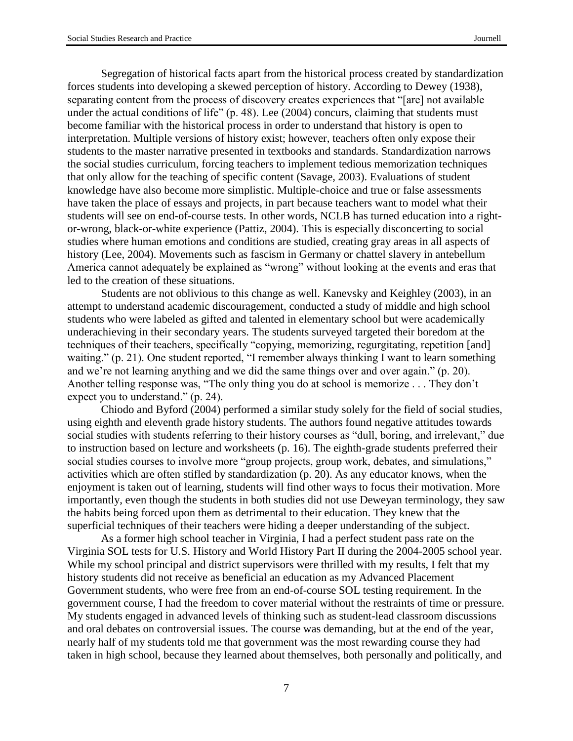Segregation of historical facts apart from the historical process created by standardization forces students into developing a skewed perception of history. According to Dewey (1938), separating content from the process of discovery creates experiences that "[are] not available under the actual conditions of life" (p. 48). Lee (2004) concurs, claiming that students must become familiar with the historical process in order to understand that history is open to interpretation. Multiple versions of history exist; however, teachers often only expose their students to the master narrative presented in textbooks and standards. Standardization narrows the social studies curriculum, forcing teachers to implement tedious memorization techniques that only allow for the teaching of specific content (Savage, 2003). Evaluations of student knowledge have also become more simplistic. Multiple-choice and true or false assessments have taken the place of essays and projects, in part because teachers want to model what their students will see on end-of-course tests. In other words, NCLB has turned education into a right-or-wrong, black-or-white experience (Pattiz, 2004). This is especially disconcerting to social studies where human emotions and conditions are studied, creating gray areas in all aspects of history (Lee, 2004). Movements such as fascism in Germany or chattel slavery in antebellum America cannot adequately be explained as "wrong" without looking at the events and eras that led to the creation of these situations.

Students are not oblivious to this change as well. Kanevsky and Keighley (2003), in an attempt to understand academic discouragement, conducted a study of middle and high school students who were labeled as gifted and talented in elementary school but were academically underachieving in their secondary years. The students surveyed targeted their boredom at the techniques of their teachers, specifically "copying, memorizing, regurgitating, repetition [and] waiting." (p. 21). One student reported, "I remember always thinking I want to learn something and we're not learning anything and we did the same things over and over again." (p. 20). Another telling response was, "The only thing you do at school is memorize . . . They don't expect you to understand." (p. 24).

Chiodo and Byford (2004) performed a similar study solely for the field of social studies, using eighth and eleventh grade history students. The authors found negative attitudes towards social studies with students referring to their history courses as "dull, boring, and irrelevant," due to instruction based on lecture and worksheets (p. 16). The eighth-grade students preferred their social studies courses to involve more "group projects, group work, debates, and simulations," activities which are often stifled by standardization (p. 20). As any educator knows, when the enjoyment is taken out of learning, students will find other ways to focus their motivation. More importantly, even though the students in both studies did not use Deweyan terminology, they saw the habits being forced upon them as detrimental to their education. They knew that the superficial techniques of their teachers were hiding a deeper understanding of the subject.

As a former high school teacher in Virginia, I had a perfect student pass rate on the Virginia SOL tests for U.S. History and World History Part II during the 2004-2005 school year. While my school principal and district supervisors were thrilled with my results, I felt that my history students did not receive as beneficial an education as my Advanced Placement Government students, who were free from an end-of-course SOL testing requirement. In the government course, I had the freedom to cover material without the restraints of time or pressure. My students engaged in advanced levels of thinking such as student-lead classroom discussions and oral debates on controversial issues. The course was demanding, but at the end of the year, nearly half of my students told me that government was the most rewarding course they had taken in high school, because they learned about themselves, both personally and politically, and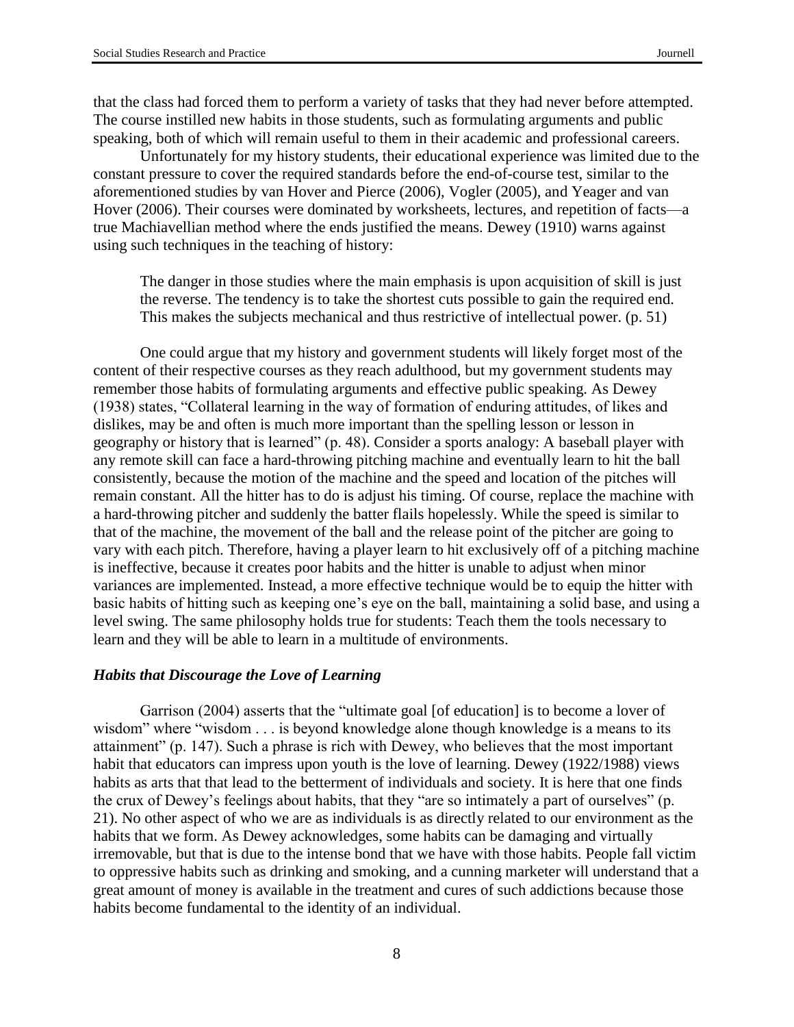that the class had forced them to perform a variety of tasks that they had never before attempted. The course instilled new habits in those students, such as formulating arguments and public speaking, both of which will remain useful to them in their academic and professional careers.

Unfortunately for my history students, their educational experience was limited due to the constant pressure to cover the required standards before the end-of-course test, similar to the aforementioned studies by van Hover and Pierce (2006), Vogler (2005), and Yeager and van Hover (2006). Their courses were dominated by worksheets, lectures, and repetition of facts—a true Machiavellian method where the ends justified the means. Dewey (1910) warns against using such techniques in the teaching of history:

> The danger in those studies where the main emphasis is upon acquisition of skill is just the reverse. The tendency is to take the shortest cuts possible to gain the required end. This makes the subjects mechanical and thus restrictive of intellectual power. (p. 51)

One could argue that my history and government students will likely forget most of the content of their respective courses as they reach adulthood, but my government students may remember those habits of formulating arguments and effective public speaking. As Dewey (1938) states, "Collateral learning in the way of formation of enduring attitudes, of likes and dislikes, may be and often is much more important than the spelling lesson or lesson in geography or history that is learned" (p. 48). Consider a sports analogy: A baseball player with any remote skill can face a hard-throwing pitching machine and eventually learn to hit the ball consistently, because the motion of the machine and the speed and location of the pitches will remain constant. All the hitter has to do is adjust his timing. Of course, replace the machine with a hard-throwing pitcher and suddenly the batter flails hopelessly. While the speed is similar to that of the machine, the movement of the ball and the release point of the pitcher are going to vary with each pitch. Therefore, having a player learn to hit exclusively off of a pitching machine is ineffective, because it creates poor habits and the hitter is unable to adjust when minor variances are implemented. Instead, a more effective technique would be to equip the hitter with basic habits of hitting such as keeping one's eye on the ball, maintaining a solid base, and using a level swing. The same philosophy holds true for students: Teach them the tools necessary to learn and they will be able to learn in a multitude of environments.

### *Habits that Discourage the Love of Learning*

Garrison (2004) asserts that the "ultimate goal [of education] is to become a lover of wisdom" where "wisdom . . . is beyond knowledge alone though knowledge is a means to its attainment" (p. 147). Such a phrase is rich with Dewey, who believes that the most important habit that educators can impress upon youth is the love of learning. Dewey (1922/1988) views habits as arts that that lead to the betterment of individuals and society. It is here that one finds the crux of Dewey's feelings about habits, that they "are so intimately a part of ourselves" (p. 21). No other aspect of who we are as individuals is as directly related to our environment as the habits that we form. As Dewey acknowledges, some habits can be damaging and virtually irremovable, but that is due to the intense bond that we have with those habits. People fall victim to oppressive habits such as drinking and smoking, and a cunning marketer will understand that a great amount of money is available in the treatment and cures of such addictions because those habits become fundamental to the identity of an individual.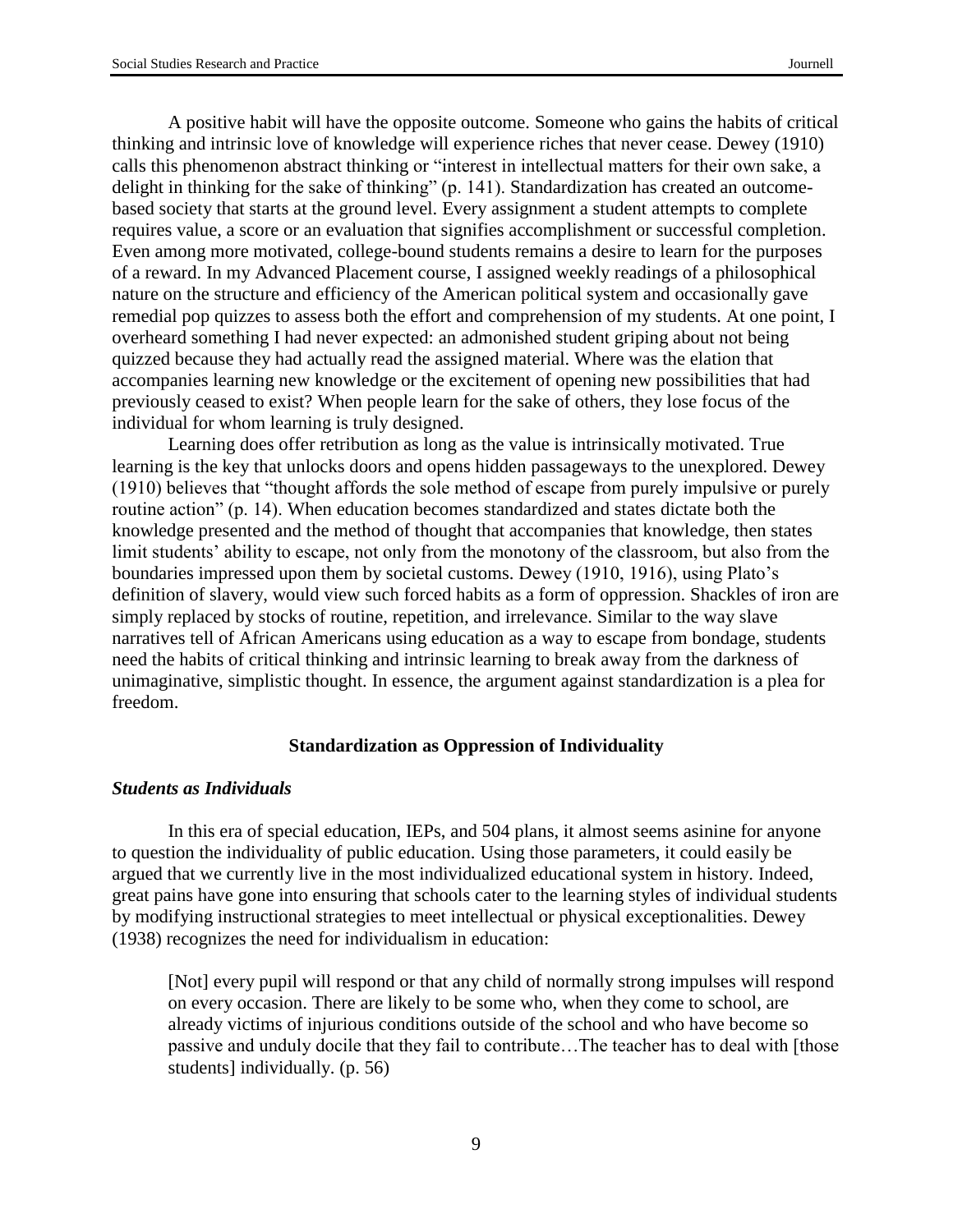A positive habit will have the opposite outcome. Someone who gains the habits of critical thinking and intrinsic love of knowledge will experience riches that never cease. Dewey (1910) calls this phenomenon abstract thinking or "interest in intellectual matters for their own sake, a delight in thinking for the sake of thinking" (p. 141). Standardization has created an outcome-based society that starts at the ground level. Every assignment a student attempts to complete requires value, a score or an evaluation that signifies accomplishment or successful completion. Even among more motivated, college-bound students remains a desire to learn for the purposes of a reward. In my Advanced Placement course, I assigned weekly readings of a philosophical nature on the structure and efficiency of the American political system and occasionally gave remedial pop quizzes to assess both the effort and comprehension of my students. At one point, I overheard something I had never expected: an admonished student griping about not being quizzed because they had actually read the assigned material. Where was the elation that accompanies learning new knowledge or the excitement of opening new possibilities that had previously ceased to exist? When people learn for the sake of others, they lose focus of the individual for whom learning is truly designed.

Learning does offer retribution as long as the value is intrinsically motivated. True learning is the key that unlocks doors and opens hidden passageways to the unexplored. Dewey (1910) believes that "thought affords the sole method of escape from purely impulsive or purely routine action" (p. 14). When education becomes standardized and states dictate both the knowledge presented and the method of thought that accompanies that knowledge, then states limit students' ability to escape, not only from the monotony of the classroom, but also from the boundaries impressed upon them by societal customs. Dewey (1910, 1916), using Plato's definition of slavery, would view such forced habits as a form of oppression. Shackles of iron are simply replaced by stocks of routine, repetition, and irrelevance. Similar to the way slave narratives tell of African Americans using education as a way to escape from bondage, students need the habits of critical thinking and intrinsic learning to break away from the darkness of unimaginative, simplistic thought. In essence, the argument against standardization is a plea for freedom.

## Standardization as Oppression of Individuality

### *Students as Individuals*

In this era of special education, IEPs, and 504 plans, it almost seems asinine for anyone to question the individuality of public education. Using those parameters, it could easily be argued that we currently live in the most individualized educational system in history. Indeed, great pains have gone into ensuring that schools cater to the learning styles of individual students by modifying instructional strategies to meet intellectual or physical exceptionalities. Dewey (1938) recognizes the need for individualism in education:

> [Not] every pupil will respond or that any child of normally strong impulses will respond on every occasion. There are likely to be some who, when they come to school, are already victims of injurious conditions outside of the school and who have become so passive and unduly docile that they fail to contribute…The teacher has to deal with [those students] individually. (p. 56)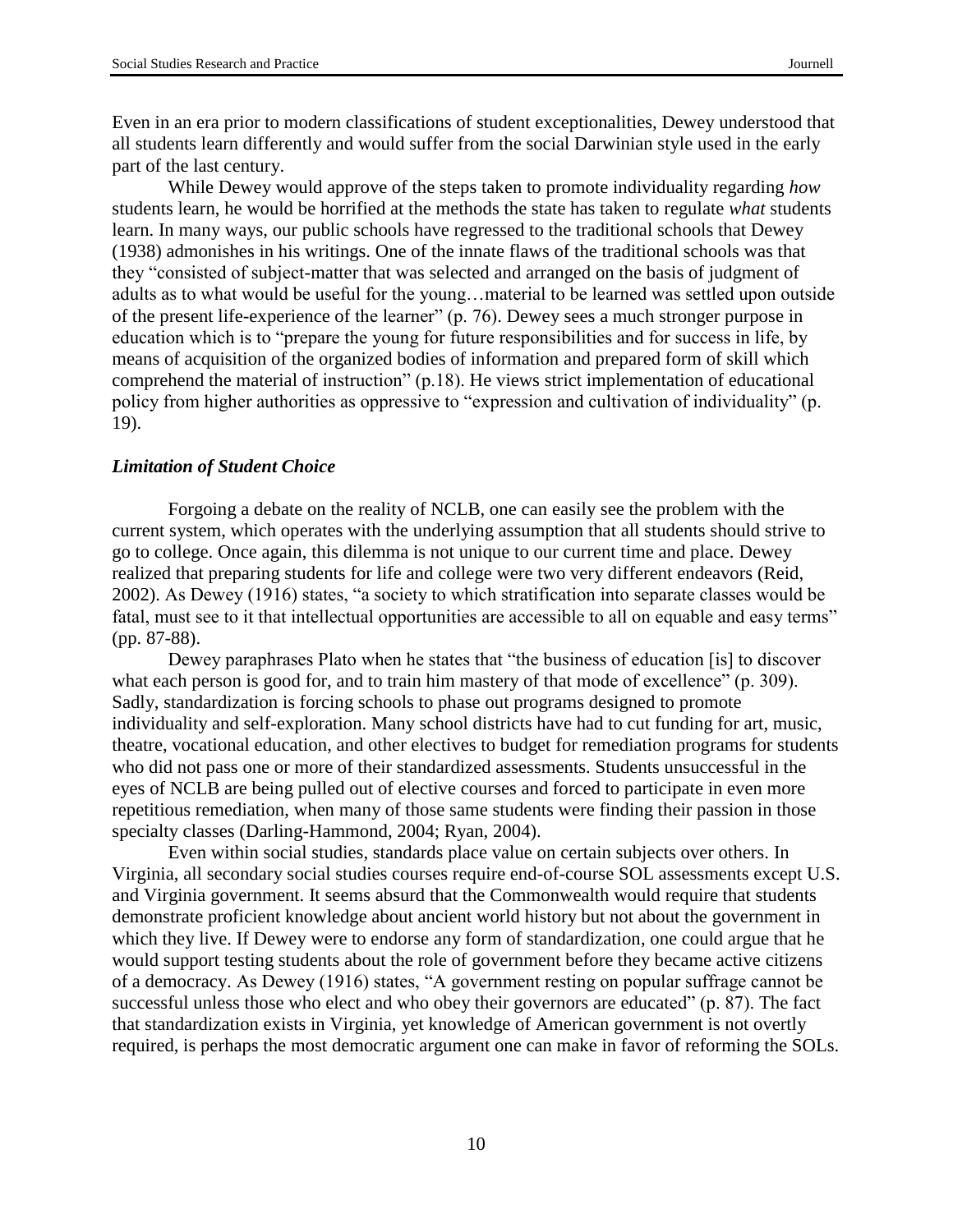Even in an era prior to modern classifications of student exceptionalities, Dewey understood that all students learn differently and would suffer from the social Darwinian style used in the early part of the last century.

While Dewey would approve of the steps taken to promote individuality regarding *how* students learn, he would be horrified at the methods the state has taken to regulate *what* students learn. In many ways, our public schools have regressed to the traditional schools that Dewey (1938) admonishes in his writings. One of the innate flaws of the traditional schools was that they "consisted of subject-matter that was selected and arranged on the basis of judgment of adults as to what would be useful for the young…material to be learned was settled upon outside of the present life-experience of the learner" (p. 76). Dewey sees a much stronger purpose in education which is to "prepare the young for future responsibilities and for success in life, by means of acquisition of the organized bodies of information and prepared form of skill which comprehend the material of instruction" (p.18). He views strict implementation of educational policy from higher authorities as oppressive to "expression and cultivation of individuality" (p. 19).

### *Limitation of Student Choice*

Forgoing a debate on the reality of NCLB, one can easily see the problem with the current system, which operates with the underlying assumption that all students should strive to go to college. Once again, this dilemma is not unique to our current time and place. Dewey realized that preparing students for life and college were two very different endeavors (Reid, 2002). As Dewey (1916) states, "a society to which stratification into separate classes would be fatal, must see to it that intellectual opportunities are accessible to all on equable and easy terms" (pp. 87-88).

Dewey paraphrases Plato when he states that "the business of education [is] to discover what each person is good for, and to train him mastery of that mode of excellence" (p. 309). Sadly, standardization is forcing schools to phase out programs designed to promote individuality and self-exploration. Many school districts have had to cut funding for art, music, theatre, vocational education, and other electives to budget for remediation programs for students who did not pass one or more of their standardized assessments. Students unsuccessful in the eyes of NCLB are being pulled out of elective courses and forced to participate in even more repetitious remediation, when many of those same students were finding their passion in those specialty classes (Darling-Hammond, 2004; Ryan, 2004).

Even within social studies, standards place value on certain subjects over others. In Virginia, all secondary social studies courses require end-of-course SOL assessments except U.S. and Virginia government. It seems absurd that the Commonwealth would require that students demonstrate proficient knowledge about ancient world history but not about the government in which they live. If Dewey were to endorse any form of standardization, one could argue that he would support testing students about the role of government before they became active citizens of a democracy. As Dewey (1916) states, "A government resting on popular suffrage cannot be successful unless those who elect and who obey their governors are educated" (p. 87). The fact that standardization exists in Virginia, yet knowledge of American government is not overtly required, is perhaps the most democratic argument one can make in favor of reforming the SOLs.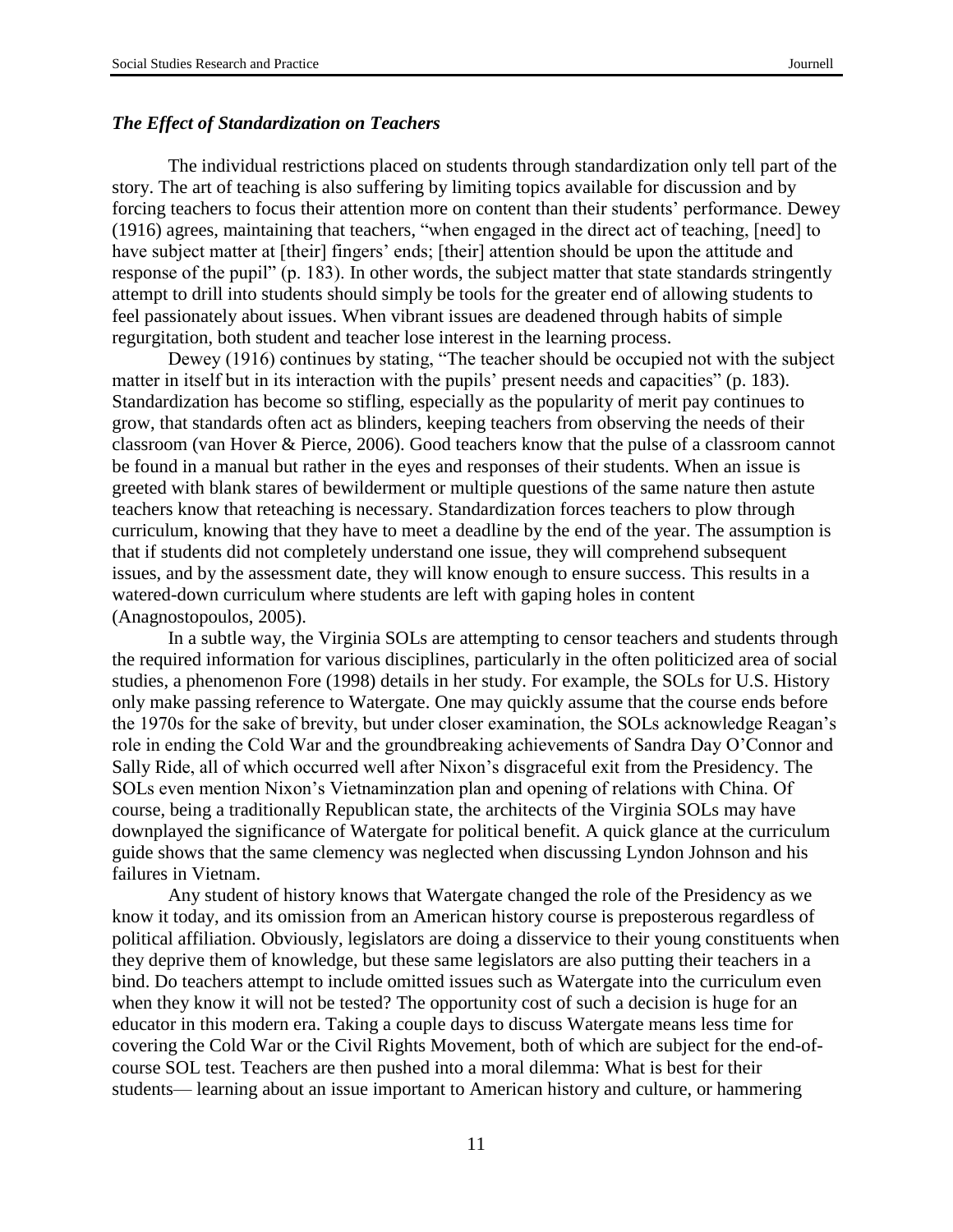### *The Effect of Standardization on Teachers*

The individual restrictions placed on students through standardization only tell part of the story. The art of teaching is also suffering by limiting topics available for discussion and by forcing teachers to focus their attention more on content than their students' performance. Dewey (1916) agrees, maintaining that teachers, "when engaged in the direct act of teaching, [need] to have subject matter at [their] fingers' ends; [their] attention should be upon the attitude and response of the pupil" (p. 183). In other words, the subject matter that state standards stringently attempt to drill into students should simply be tools for the greater end of allowing students to feel passionately about issues. When vibrant issues are deadened through habits of simple regurgitation, both student and teacher lose interest in the learning process.

Dewey (1916) continues by stating, "The teacher should be occupied not with the subject matter in itself but in its interaction with the pupils' present needs and capacities" (p. 183). Standardization has become so stifling, especially as the popularity of merit pay continues to grow, that standards often act as blinders, keeping teachers from observing the needs of their classroom (van Hover & Pierce, 2006). Good teachers know that the pulse of a classroom cannot be found in a manual but rather in the eyes and responses of their students. When an issue is greeted with blank stares of bewilderment or multiple questions of the same nature then astute teachers know that reteaching is necessary. Standardization forces teachers to plow through curriculum, knowing that they have to meet a deadline by the end of the year. The assumption is that if students did not completely understand one issue, they will comprehend subsequent issues, and by the assessment date, they will know enough to ensure success. This results in a watered-down curriculum where students are left with gaping holes in content (Anagnostopoulos, 2005).

In a subtle way, the Virginia SOLs are attempting to censor teachers and students through the required information for various disciplines, particularly in the often politicized area of social studies, a phenomenon Fore (1998) details in her study. For example, the SOLs for U.S. History only make passing reference to Watergate. One may quickly assume that the course ends before the 1970s for the sake of brevity, but under closer examination, the SOLs acknowledge Reagan's role in ending the Cold War and the groundbreaking achievements of Sandra Day O'Connor and Sally Ride, all of which occurred well after Nixon's disgraceful exit from the Presidency. The SOLs even mention Nixon's Vietnaminzation plan and opening of relations with China. Of course, being a traditionally Republican state, the architects of the Virginia SOLs may have downplayed the significance of Watergate for political benefit. A quick glance at the curriculum guide shows that the same clemency was neglected when discussing Lyndon Johnson and his failures in Vietnam.

Any student of history knows that Watergate changed the role of the Presidency as we know it today, and its omission from an American history course is preposterous regardless of political affiliation. Obviously, legislators are doing a disservice to their young constituents when they deprive them of knowledge, but these same legislators are also putting their teachers in a bind. Do teachers attempt to include omitted issues such as Watergate into the curriculum even when they know it will not be tested? The opportunity cost of such a decision is huge for an educator in this modern era. Taking a couple days to discuss Watergate means less time for covering the Cold War or the Civil Rights Movement, both of which are subject for the end-of-course SOL test. Teachers are then pushed into a moral dilemma: What is best for their students— learning about an issue important to American history and culture, or hammering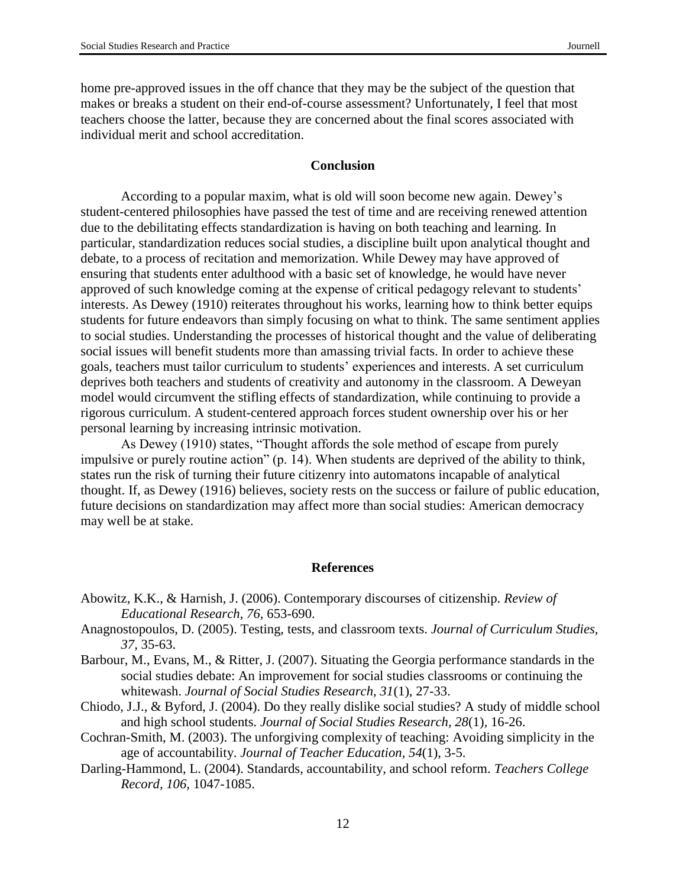home pre-approved issues in the off chance that they may be the subject of the question that makes or breaks a student on their end-of-course assessment? Unfortunately, I feel that most teachers choose the latter, because they are concerned about the final scores associated with individual merit and school accreditation.

## Conclusion

According to a popular maxim, what is old will soon become new again. Dewey's student-centered philosophies have passed the test of time and are receiving renewed attention due to the debilitating effects standardization is having on both teaching and learning. In particular, standardization reduces social studies, a discipline built upon analytical thought and debate, to a process of recitation and memorization. While Dewey may have approved of ensuring that students enter adulthood with a basic set of knowledge, he would have never approved of such knowledge coming at the expense of critical pedagogy relevant to students' interests. As Dewey (1910) reiterates throughout his works, learning how to think better equips students for future endeavors than simply focusing on what to think. The same sentiment applies to social studies. Understanding the processes of historical thought and the value of deliberating social issues will benefit students more than amassing trivial facts. In order to achieve these goals, teachers must tailor curriculum to students' experiences and interests. A set curriculum deprives both teachers and students of creativity and autonomy in the classroom. A Deweyan model would circumvent the stifling effects of standardization, while continuing to provide a rigorous curriculum. A student-centered approach forces student ownership over his or her personal learning by increasing intrinsic motivation.

As Dewey (1910) states, "Thought affords the sole method of escape from purely impulsive or purely routine action" (p. 14). When students are deprived of the ability to think, states run the risk of turning their future citizenry into automatons incapable of analytical thought. If, as Dewey (1916) believes, society rests on the success or failure of public education, future decisions on standardization may affect more than social studies: American democracy may well be at stake.

## References

Abowitz, K.K., & Harnish, J. (2006). Contemporary discourses of citizenship. *Review of Educational Research, 76,* 653-690.

Anagnostopoulos, D. (2005). Testing, tests, and classroom texts. *Journal of Curriculum Studies, 37,* 35-63.

Barbour, M., Evans, M., & Ritter, J. (2007). Situating the Georgia performance standards in the social studies debate: An improvement for social studies classrooms or continuing the whitewash. *Journal of Social Studies Research, 31*(1), 27-33.

Chiodo, J.J., & Byford, J. (2004). Do they really dislike social studies? A study of middle school and high school students. *Journal of Social Studies Research, 28*(1), 16-26.

Cochran-Smith, M. (2003). The unforgiving complexity of teaching: Avoiding simplicity in the age of accountability. *Journal of Teacher Education*, *54*(1), 3-5.

Darling-Hammond, L. (2004). Standards, accountability, and school reform. *Teachers College Record, 106,* 1047-1085.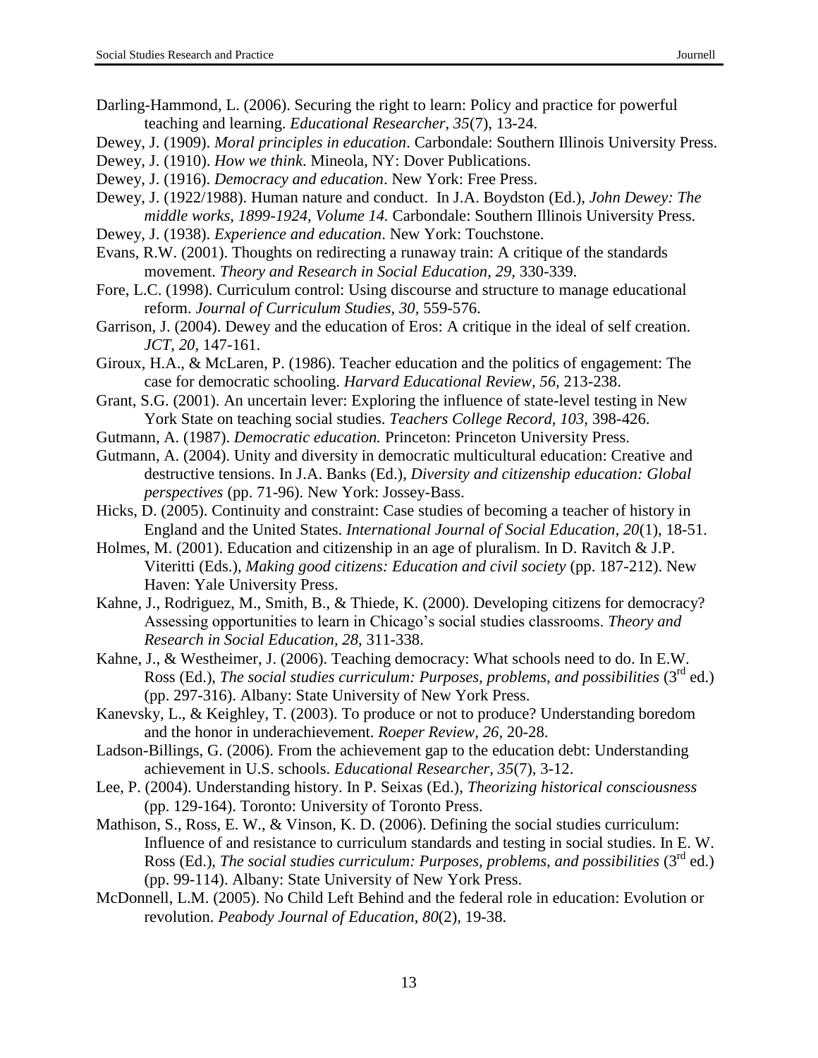Darling-Hammond, L. (2006). Securing the right to learn: Policy and practice for powerful teaching and learning. *Educational Researcher, 35*(7), 13-24.

Dewey, J. (1909). *Moral principles in education*. Carbondale: Southern Illinois University Press.

Dewey, J. (1910). *How we think*. Mineola, NY: Dover Publications.

Dewey, J. (1916). *Democracy and education*. New York: Free Press.

Dewey, J. (1922/1988). Human nature and conduct. In J.A. Boydston (Ed.), *John Dewey: The middle works, 1899-1924, Volume 14.* Carbondale: Southern Illinois University Press.

Dewey, J. (1938). *Experience and education*. New York: Touchstone.

Evans, R.W. (2001). Thoughts on redirecting a runaway train: A critique of the standards movement. *Theory and Research in Social Education, 29,* 330-339.

Fore, L.C. (1998). Curriculum control: Using discourse and structure to manage educational reform. *Journal of Curriculum Studies, 30,* 559-576.

Garrison, J. (2004). Dewey and the education of Eros: A critique in the ideal of self creation. *JCT, 20,* 147-161.

Giroux, H.A., & McLaren, P. (1986). Teacher education and the politics of engagement: The case for democratic schooling. *Harvard Educational Review, 56,* 213-238.

Grant, S.G. (2001). An uncertain lever: Exploring the influence of state-level testing in New York State on teaching social studies. *Teachers College Record, 103,* 398-426.

Gutmann, A. (1987). *Democratic education.* Princeton: Princeton University Press.

Gutmann, A. (2004). Unity and diversity in democratic multicultural education: Creative and destructive tensions. In J.A. Banks (Ed.), *Diversity and citizenship education: Global perspectives* (pp. 71-96). New York: Jossey-Bass.

Hicks, D. (2005). Continuity and constraint: Case studies of becoming a teacher of history in England and the United States. *International Journal of Social Education, 20*(1), 18-51.

Holmes, M. (2001). Education and citizenship in an age of pluralism. In D. Ravitch & J.P. Viteritti (Eds.), *Making good citizens: Education and civil society* (pp. 187-212). New Haven: Yale University Press.

Kahne, J., Rodriguez, M., Smith, B., & Thiede, K. (2000). Developing citizens for democracy? Assessing opportunities to learn in Chicago's social studies classrooms. *Theory and Research in Social Education, 28,* 311-338.

Kahne, J., & Westheimer, J. (2006). Teaching democracy: What schools need to do. In E.W. Ross (Ed.), *The social studies curriculum: Purposes, problems, and possibilities* (3rd ed.) (pp. 297-316). Albany: State University of New York Press.

Kanevsky, L., & Keighley, T. (2003). To produce or not to produce? Understanding boredom and the honor in underachievement. *Roeper Review, 26,* 20-28.

Ladson-Billings, G. (2006). From the achievement gap to the education debt: Understanding achievement in U.S. schools. *Educational Researcher, 35*(7), 3-12.

Lee, P. (2004). Understanding history. In P. Seixas (Ed.), *Theorizing historical consciousness* (pp. 129-164). Toronto: University of Toronto Press.

Mathison, S., Ross, E. W., & Vinson, K. D. (2006). Defining the social studies curriculum: Influence of and resistance to curriculum standards and testing in social studies. In E. W. Ross (Ed.), *The social studies curriculum: Purposes, problems, and possibilities* (3rd ed.) (pp. 99-114). Albany: State University of New York Press.

McDonnell, L.M. (2005). No Child Left Behind and the federal role in education: Evolution or revolution. *Peabody Journal of Education, 80*(2), 19-38.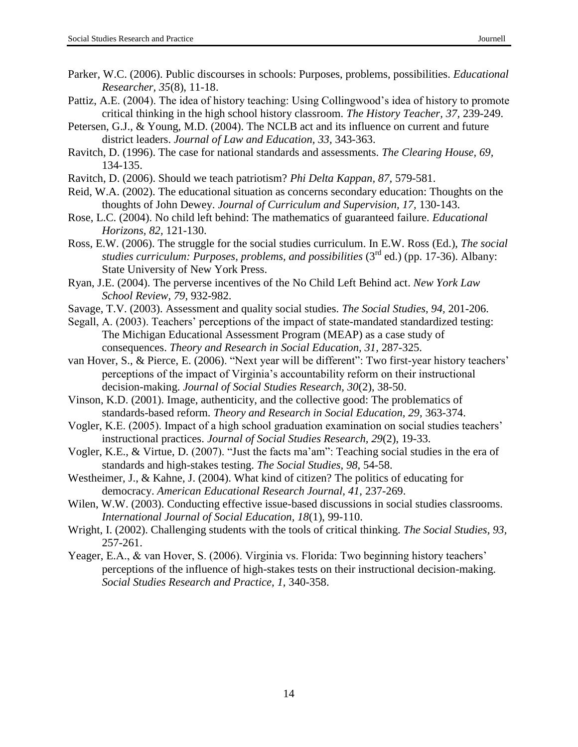Parker, W.C. (2006). Public discourses in schools: Purposes, problems, possibilities. *Educational Researcher*, *35*(8), 11-18.

Pattiz, A.E. (2004). The idea of history teaching: Using Collingwood's idea of history to promote critical thinking in the high school history classroom. *The History Teacher*, *37*, 239-249.

Petersen, G.J., & Young, M.D. (2004). The NCLB act and its influence on current and future district leaders. *Journal of Law and Education*, *33*, 343-363.

Ravitch, D. (1996). The case for national standards and assessments. *The Clearing House*, *69*, 134-135.

Ravitch, D. (2006). Should we teach patriotism? *Phi Delta Kappan*, *87*, 579-581.

Reid, W.A. (2002). The educational situation as concerns secondary education: Thoughts on the thoughts of John Dewey. *Journal of Curriculum and Supervision*, *17*, 130-143.

Rose, L.C. (2004). No child left behind: The mathematics of guaranteed failure. *Educational Horizons*, *82*, 121-130.

Ross, E.W. (2006). The struggle for the social studies curriculum. In E.W. Ross (Ed.), *The social studies curriculum: Purposes, problems, and possibilities* (3rd ed.) (pp. 17-36). Albany: State University of New York Press.

Ryan, J.E. (2004). The perverse incentives of the No Child Left Behind act. *New York Law School Review*, *79*, 932-982.

Savage, T.V. (2003). Assessment and quality social studies. *The Social Studies*, *94*, 201-206.

Segall, A. (2003). Teachers' perceptions of the impact of state-mandated standardized testing: The Michigan Educational Assessment Program (MEAP) as a case study of consequences. *Theory and Research in Social Education*, *31*, 287-325.

van Hover, S., & Pierce, E. (2006). "Next year will be different": Two first-year history teachers' perceptions of the impact of Virginia's accountability reform on their instructional decision-making. *Journal of Social Studies Research*, *30*(2), 38-50.

Vinson, K.D. (2001). Image, authenticity, and the collective good: The problematics of standards-based reform. *Theory and Research in Social Education*, *29*, 363-374.

Vogler, K.E. (2005). Impact of a high school graduation examination on social studies teachers' instructional practices. *Journal of Social Studies Research*, *29*(2), 19-33.

Vogler, K.E., & Virtue, D. (2007). "Just the facts ma'am": Teaching social studies in the era of standards and high-stakes testing. *The Social Studies*, *98*, 54-58.

Westheimer, J., & Kahne, J. (2004). What kind of citizen? The politics of educating for democracy. *American Educational Research Journal*, *41*, 237-269.

Wilen, W.W. (2003). Conducting effective issue-based discussions in social studies classrooms. *International Journal of Social Education*, *18*(1), 99-110.

Wright, I. (2002). Challenging students with the tools of critical thinking. *The Social Studies*, *93*, 257-261.

Yeager, E.A., & van Hover, S. (2006). Virginia vs. Florida: Two beginning history teachers' perceptions of the influence of high-stakes tests on their instructional decision-making. *Social Studies Research and Practice*, *1*, 340-358.